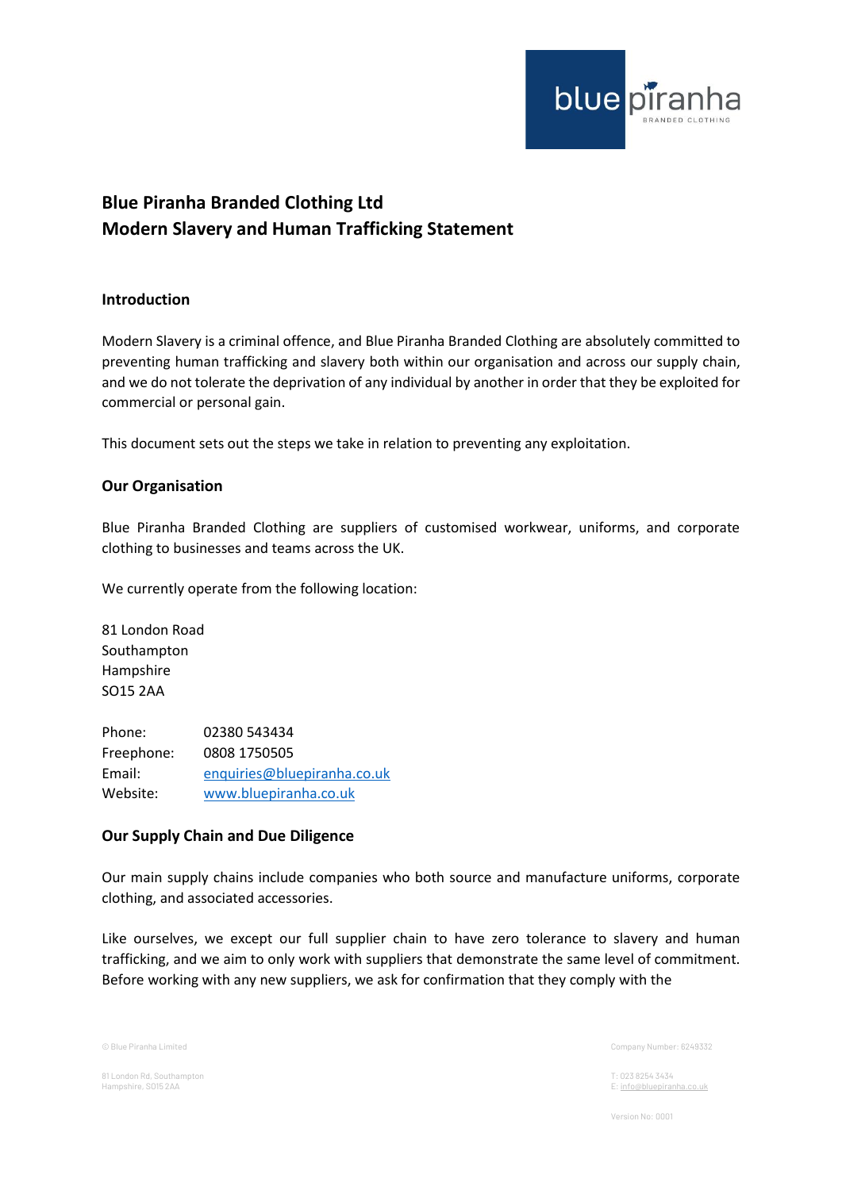# Blue Piranha Branded Clothing Ltd
# Modern Slavery and Human Trafficking Statement

## Introduction

Modern Slavery is a criminal offence, and Blue Piranha Branded Clothing are absolutely committed to preventing human trafficking and slavery both within our organisation and across our supply chain, and we do not tolerate the deprivation of any individual by another in order that they be exploited for commercial or personal gain.

This document sets out the steps we take in relation to preventing any exploitation.

## Our Organisation

Blue Piranha Branded Clothing are suppliers of customised workwear, uniforms, and corporate clothing to businesses and teams across the UK.

We currently operate from the following location:

81 London Road
Southampton
Hampshire
SO15 2AA

| | |
|---|---|
| Phone: | 02380 543434 |
| Freephone: | 0808 1750505 |
| Email: | enquiries@bluepiranha.co.uk |
| Website: | www.bluepiranha.co.uk |

## Our Supply Chain and Due Diligence

Our main supply chains include companies who both source and manufacture uniforms, corporate clothing, and associated accessories.

Like ourselves, we except our full supplier chain to have zero tolerance to slavery and human trafficking, and we aim to only work with suppliers that demonstrate the same level of commitment. Before working with any new suppliers, we ask for confirmation that they comply with the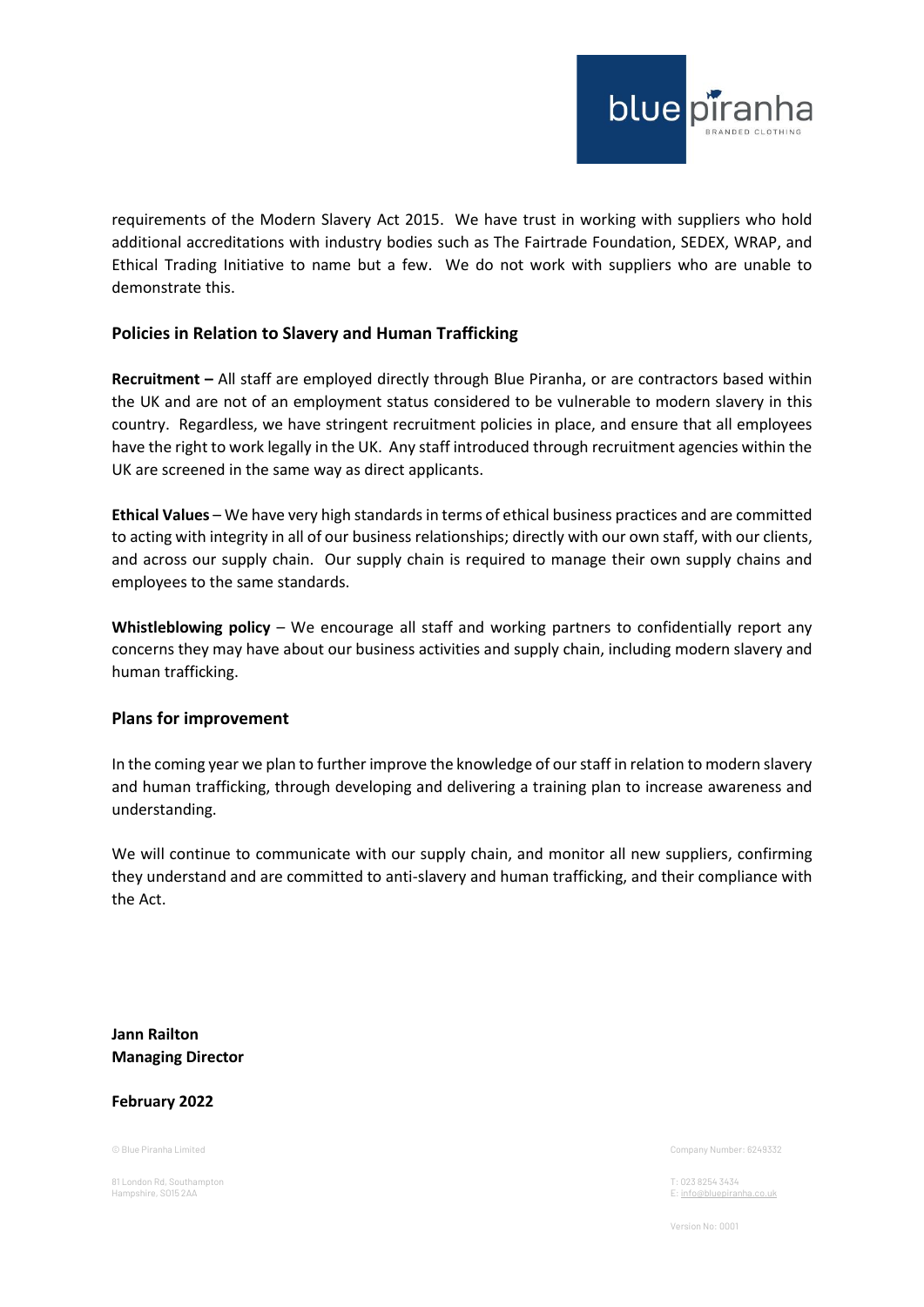requirements of the Modern Slavery Act 2015. We have trust in working with suppliers who hold additional accreditations with industry bodies such as The Fairtrade Foundation, SEDEX, WRAP, and Ethical Trading Initiative to name but a few. We do not work with suppliers who are unable to demonstrate this.

## Policies in Relation to Slavery and Human Trafficking

**Recruitment –** All staff are employed directly through Blue Piranha, or are contractors based within the UK and are not of an employment status considered to be vulnerable to modern slavery in this country. Regardless, we have stringent recruitment policies in place, and ensure that all employees have the right to work legally in the UK. Any staff introduced through recruitment agencies within the UK are screened in the same way as direct applicants.

**Ethical Values** – We have very high standards in terms of ethical business practices and are committed to acting with integrity in all of our business relationships; directly with our own staff, with our clients, and across our supply chain. Our supply chain is required to manage their own supply chains and employees to the same standards.

**Whistleblowing policy** – We encourage all staff and working partners to confidentially report any concerns they may have about our business activities and supply chain, including modern slavery and human trafficking.

## Plans for improvement

In the coming year we plan to further improve the knowledge of our staff in relation to modern slavery and human trafficking, through developing and delivering a training plan to increase awareness and understanding.

We will continue to communicate with our supply chain, and monitor all new suppliers, confirming they understand and are committed to anti-slavery and human trafficking, and their compliance with the Act.

**Jann Railton**
**Managing Director**

**February 2022**